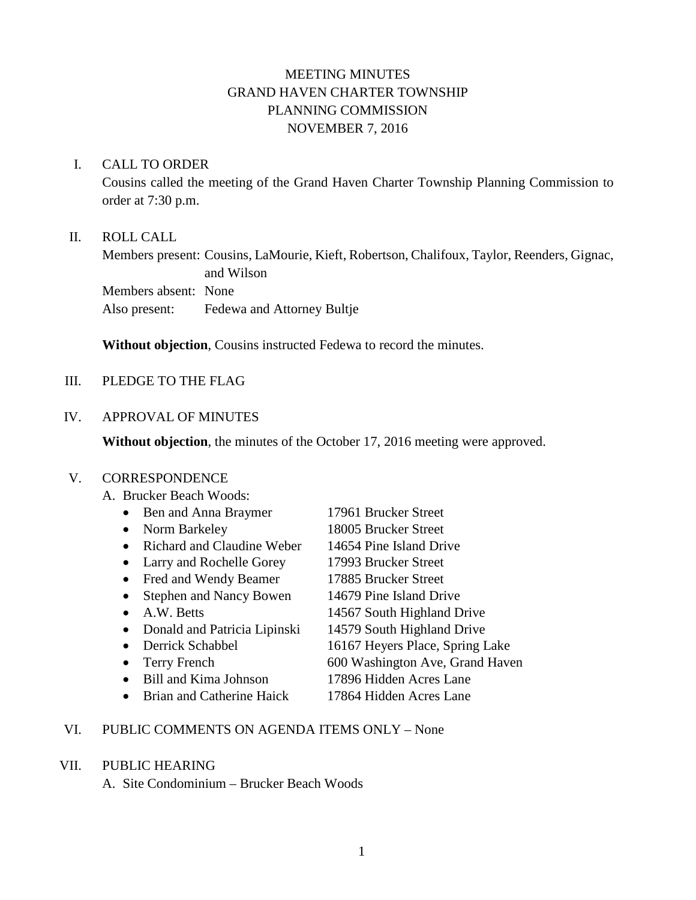# MEETING MINUTES
# GRAND HAVEN CHARTER TOWNSHIP
# PLANNING COMMISSION
# NOVEMBER 7, 2016

I. CALL TO ORDER

Cousins called the meeting of the Grand Haven Charter Township Planning Commission to order at 7:30 p.m.

II. ROLL CALL

Members present: Cousins, LaMourie, Kieft, Robertson, Chalifoux, Taylor, Reenders, Gignac, and Wilson
Members absent: None
Also present: Fedewa and Attorney Bultje

**Without objection**, Cousins instructed Fedewa to record the minutes.

III. PLEDGE TO THE FLAG

IV. APPROVAL OF MINUTES

**Without objection**, the minutes of the October 17, 2016 meeting were approved.

V. CORRESPONDENCE

A. Brucker Beach Woods:

- Ben and Anna Braymer 17961 Brucker Street
- Norm Barkeley 18005 Brucker Street
- Richard and Claudine Weber 14654 Pine Island Drive
- Larry and Rochelle Gorey 17993 Brucker Street
- Fred and Wendy Beamer 17885 Brucker Street
- Stephen and Nancy Bowen 14679 Pine Island Drive
- A.W. Betts 14567 South Highland Drive
- Donald and Patricia Lipinski 14579 South Highland Drive
- Derrick Schabbel 16167 Heyers Place, Spring Lake
- Terry French 600 Washington Ave, Grand Haven
- Bill and Kima Johnson 17896 Hidden Acres Lane
- Brian and Catherine Haick 17864 Hidden Acres Lane

VI. PUBLIC COMMENTS ON AGENDA ITEMS ONLY – None

VII. PUBLIC HEARING

A. Site Condominium – Brucker Beach Woods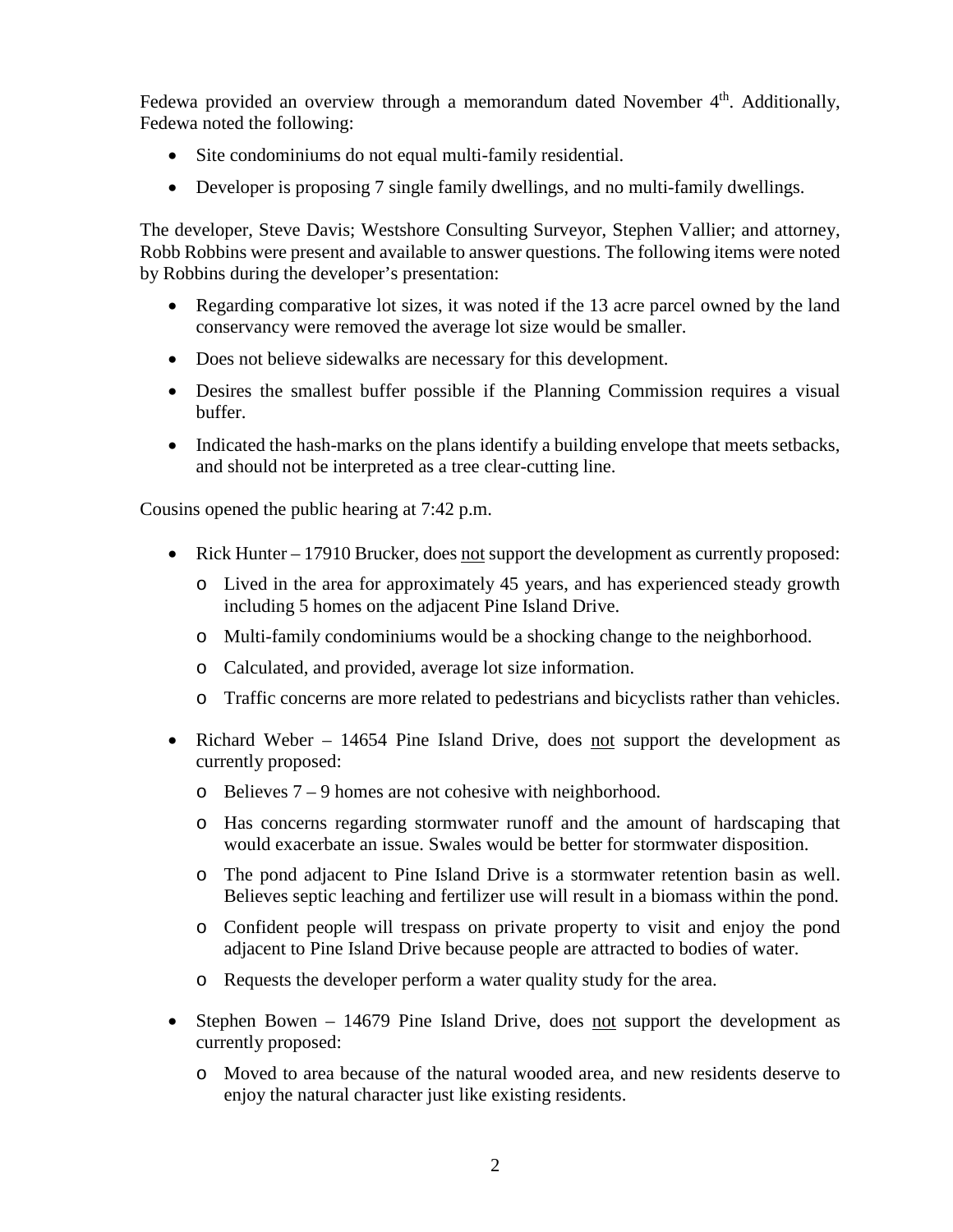Fedewa provided an overview through a memorandum dated November 4th. Additionally, Fedewa noted the following:

- Site condominiums do not equal multi-family residential.
- Developer is proposing 7 single family dwellings, and no multi-family dwellings.

The developer, Steve Davis; Westshore Consulting Surveyor, Stephen Vallier; and attorney, Robb Robbins were present and available to answer questions. The following items were noted by Robbins during the developer's presentation:

- Regarding comparative lot sizes, it was noted if the 13 acre parcel owned by the land conservancy were removed the average lot size would be smaller.
- Does not believe sidewalks are necessary for this development.
- Desires the smallest buffer possible if the Planning Commission requires a visual buffer.
- Indicated the hash-marks on the plans identify a building envelope that meets setbacks, and should not be interpreted as a tree clear-cutting line.

Cousins opened the public hearing at 7:42 p.m.

- Rick Hunter – 17910 Brucker, does <u>not</u> support the development as currently proposed:
  - Lived in the area for approximately 45 years, and has experienced steady growth including 5 homes on the adjacent Pine Island Drive.
  - Multi-family condominiums would be a shocking change to the neighborhood.
  - Calculated, and provided, average lot size information.
  - Traffic concerns are more related to pedestrians and bicyclists rather than vehicles.
- Richard Weber – 14654 Pine Island Drive, does <u>not</u> support the development as currently proposed:
  - Believes 7 – 9 homes are not cohesive with neighborhood.
  - Has concerns regarding stormwater runoff and the amount of hardscaping that would exacerbate an issue. Swales would be better for stormwater disposition.
  - The pond adjacent to Pine Island Drive is a stormwater retention basin as well. Believes septic leaching and fertilizer use will result in a biomass within the pond.
  - Confident people will trespass on private property to visit and enjoy the pond adjacent to Pine Island Drive because people are attracted to bodies of water.
  - Requests the developer perform a water quality study for the area.
- Stephen Bowen – 14679 Pine Island Drive, does <u>not</u> support the development as currently proposed:
  - Moved to area because of the natural wooded area, and new residents deserve to enjoy the natural character just like existing residents.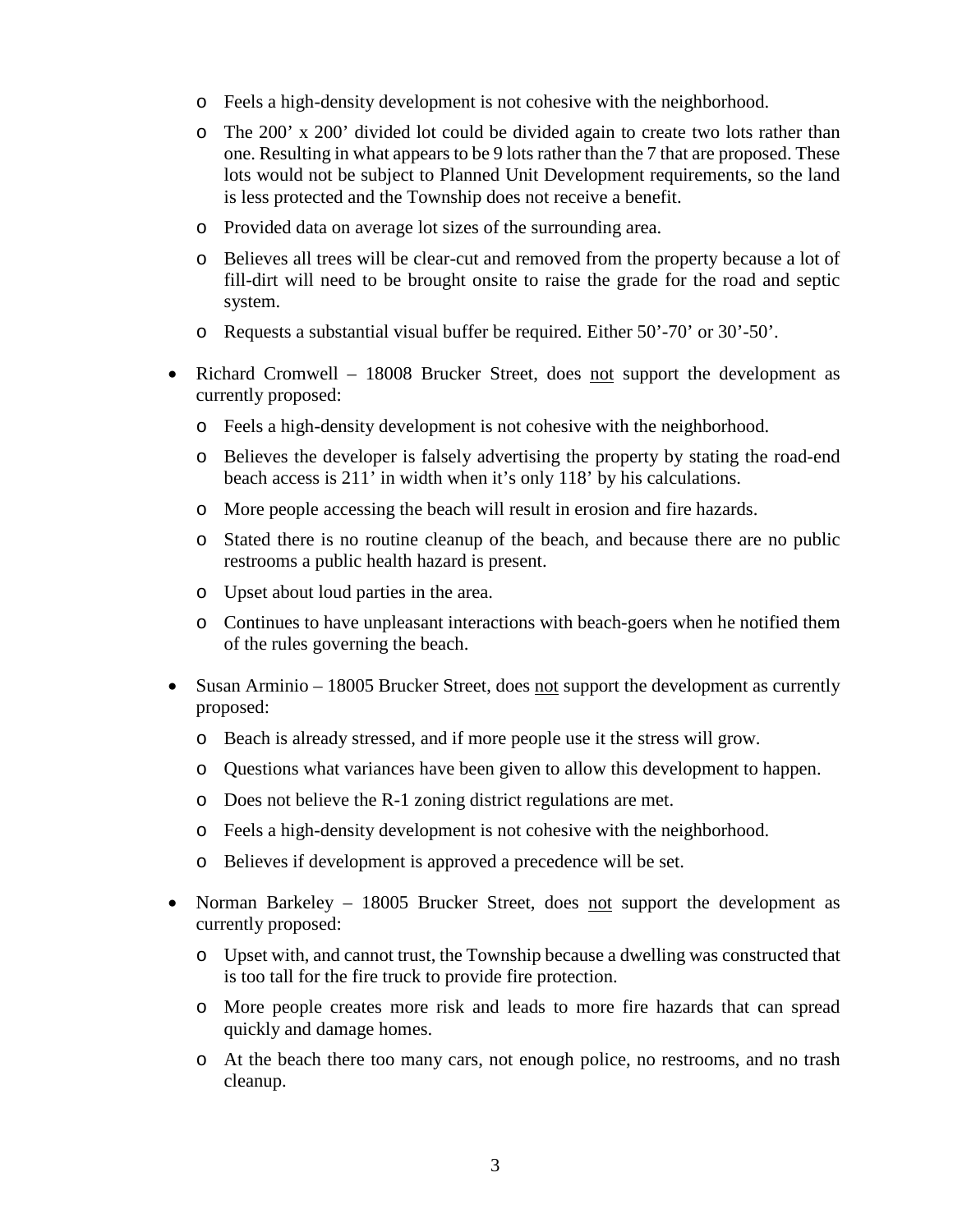- Feels a high-density development is not cohesive with the neighborhood.
  - The 200' x 200' divided lot could be divided again to create two lots rather than one. Resulting in what appears to be 9 lots rather than the 7 that are proposed. These lots would not be subject to Planned Unit Development requirements, so the land is less protected and the Township does not receive a benefit.
  - Provided data on average lot sizes of the surrounding area.
  - Believes all trees will be clear-cut and removed from the property because a lot of fill-dirt will need to be brought onsite to raise the grade for the road and septic system.
  - Requests a substantial visual buffer be required. Either 50'-70' or 30'-50'.

- Richard Cromwell – 18008 Brucker Street, does <u>not</u> support the development as currently proposed:
  - Feels a high-density development is not cohesive with the neighborhood.
  - Believes the developer is falsely advertising the property by stating the road-end beach access is 211' in width when it's only 118' by his calculations.
  - More people accessing the beach will result in erosion and fire hazards.
  - Stated there is no routine cleanup of the beach, and because there are no public restrooms a public health hazard is present.
  - Upset about loud parties in the area.
  - Continues to have unpleasant interactions with beach-goers when he notified them of the rules governing the beach.

- Susan Arminio – 18005 Brucker Street, does <u>not</u> support the development as currently proposed:
  - Beach is already stressed, and if more people use it the stress will grow.
  - Questions what variances have been given to allow this development to happen.
  - Does not believe the R-1 zoning district regulations are met.
  - Feels a high-density development is not cohesive with the neighborhood.
  - Believes if development is approved a precedence will be set.

- Norman Barkeley – 18005 Brucker Street, does <u>not</u> support the development as currently proposed:
  - Upset with, and cannot trust, the Township because a dwelling was constructed that is too tall for the fire truck to provide fire protection.
  - More people creates more risk and leads to more fire hazards that can spread quickly and damage homes.
  - At the beach there too many cars, not enough police, no restrooms, and no trash cleanup.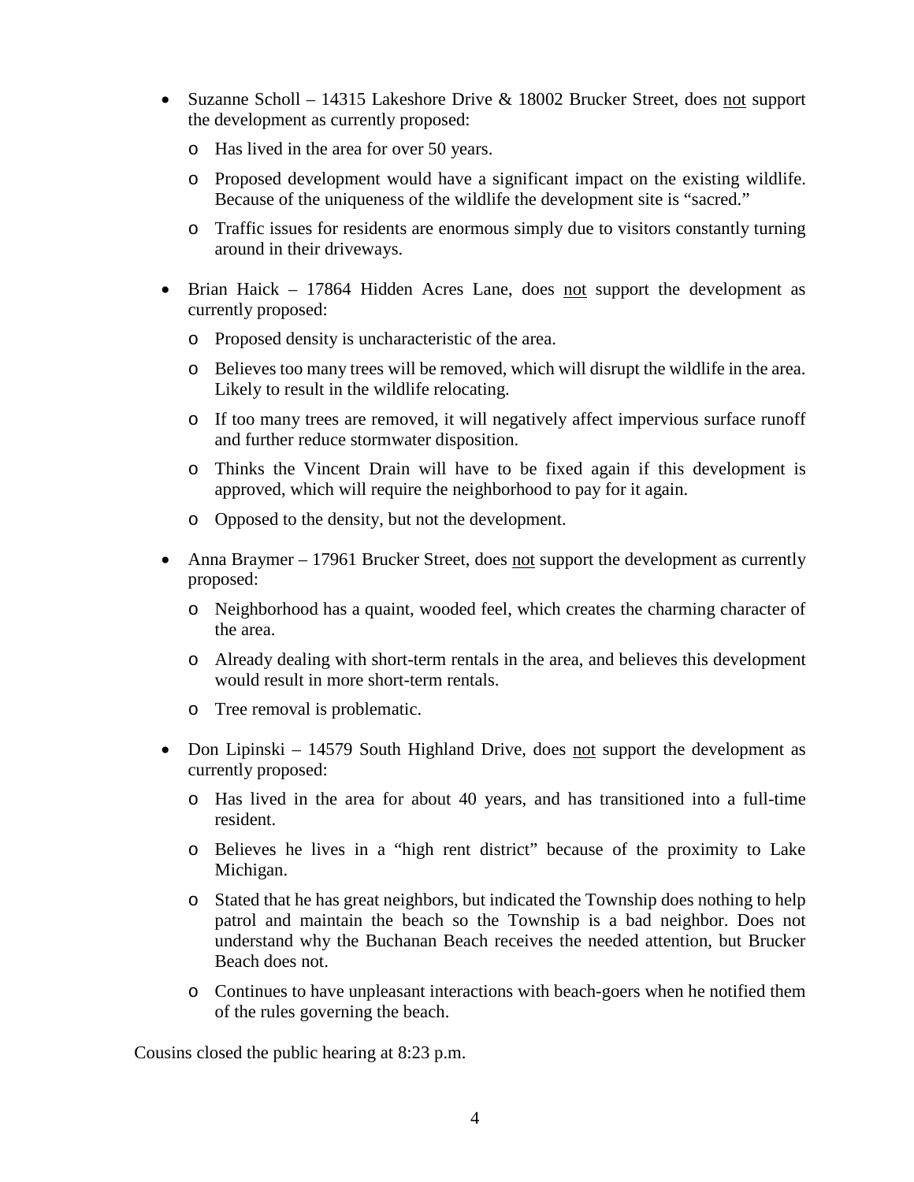- Suzanne Scholl – 14315 Lakeshore Drive & 18002 Brucker Street, does <u>not</u> support the development as currently proposed:
  - Has lived in the area for over 50 years.
  - Proposed development would have a significant impact on the existing wildlife. Because of the uniqueness of the wildlife the development site is "sacred."
  - Traffic issues for residents are enormous simply due to visitors constantly turning around in their driveways.
- Brian Haick – 17864 Hidden Acres Lane, does <u>not</u> support the development as currently proposed:
  - Proposed density is uncharacteristic of the area.
  - Believes too many trees will be removed, which will disrupt the wildlife in the area. Likely to result in the wildlife relocating.
  - If too many trees are removed, it will negatively affect impervious surface runoff and further reduce stormwater disposition.
  - Thinks the Vincent Drain will have to be fixed again if this development is approved, which will require the neighborhood to pay for it again.
  - Opposed to the density, but not the development.
- Anna Braymer – 17961 Brucker Street, does <u>not</u> support the development as currently proposed:
  - Neighborhood has a quaint, wooded feel, which creates the charming character of the area.
  - Already dealing with short-term rentals in the area, and believes this development would result in more short-term rentals.
  - Tree removal is problematic.
- Don Lipinski – 14579 South Highland Drive, does <u>not</u> support the development as currently proposed:
  - Has lived in the area for about 40 years, and has transitioned into a full-time resident.
  - Believes he lives in a "high rent district" because of the proximity to Lake Michigan.
  - Stated that he has great neighbors, but indicated the Township does nothing to help patrol and maintain the beach so the Township is a bad neighbor. Does not understand why the Buchanan Beach receives the needed attention, but Brucker Beach does not.
  - Continues to have unpleasant interactions with beach-goers when he notified them of the rules governing the beach.

Cousins closed the public hearing at 8:23 p.m.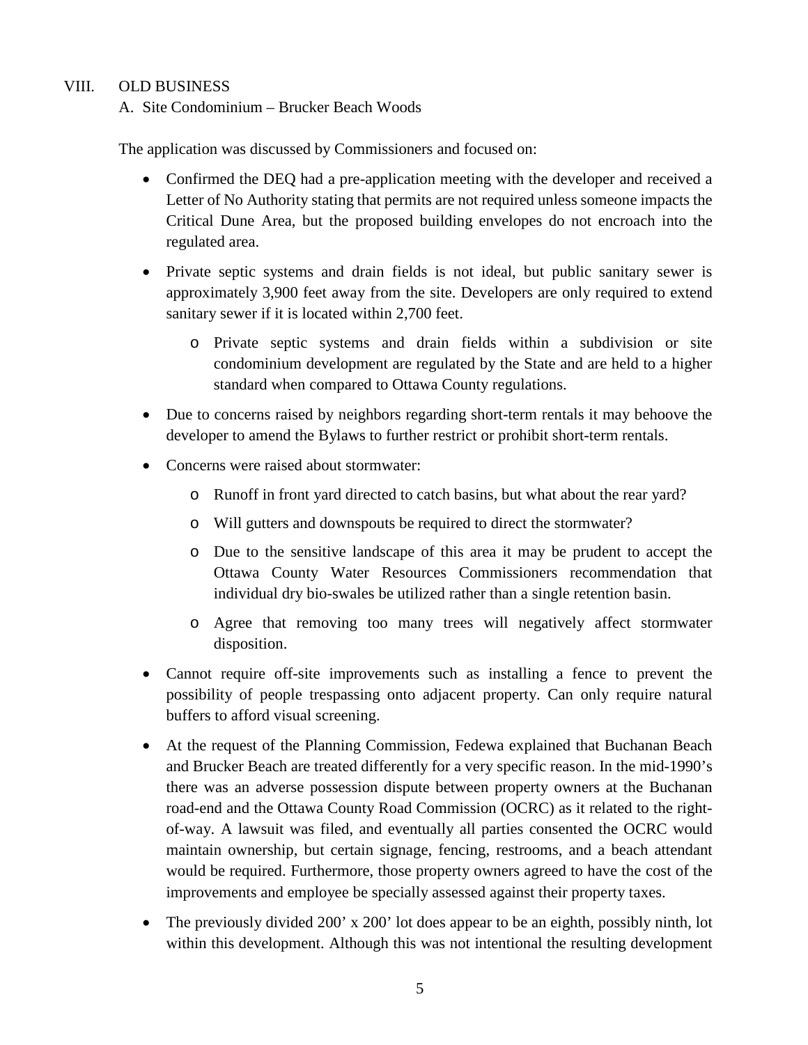## VIII. OLD BUSINESS

### A. Site Condominium – Brucker Beach Woods

The application was discussed by Commissioners and focused on:

- Confirmed the DEQ had a pre-application meeting with the developer and received a Letter of No Authority stating that permits are not required unless someone impacts the Critical Dune Area, but the proposed building envelopes do not encroach into the regulated area.
- Private septic systems and drain fields is not ideal, but public sanitary sewer is approximately 3,900 feet away from the site. Developers are only required to extend sanitary sewer if it is located within 2,700 feet.
  - Private septic systems and drain fields within a subdivision or site condominium development are regulated by the State and are held to a higher standard when compared to Ottawa County regulations.
- Due to concerns raised by neighbors regarding short-term rentals it may behoove the developer to amend the Bylaws to further restrict or prohibit short-term rentals.
- Concerns were raised about stormwater:
  - Runoff in front yard directed to catch basins, but what about the rear yard?
  - Will gutters and downspouts be required to direct the stormwater?
  - Due to the sensitive landscape of this area it may be prudent to accept the Ottawa County Water Resources Commissioners recommendation that individual dry bio-swales be utilized rather than a single retention basin.
  - Agree that removing too many trees will negatively affect stormwater disposition.
- Cannot require off-site improvements such as installing a fence to prevent the possibility of people trespassing onto adjacent property. Can only require natural buffers to afford visual screening.
- At the request of the Planning Commission, Fedewa explained that Buchanan Beach and Brucker Beach are treated differently for a very specific reason. In the mid-1990's there was an adverse possession dispute between property owners at the Buchanan road-end and the Ottawa County Road Commission (OCRC) as it related to the right-of-way. A lawsuit was filed, and eventually all parties consented the OCRC would maintain ownership, but certain signage, fencing, restrooms, and a beach attendant would be required. Furthermore, those property owners agreed to have the cost of the improvements and employee be specially assessed against their property taxes.
- The previously divided 200' x 200' lot does appear to be an eighth, possibly ninth, lot within this development. Although this was not intentional the resulting development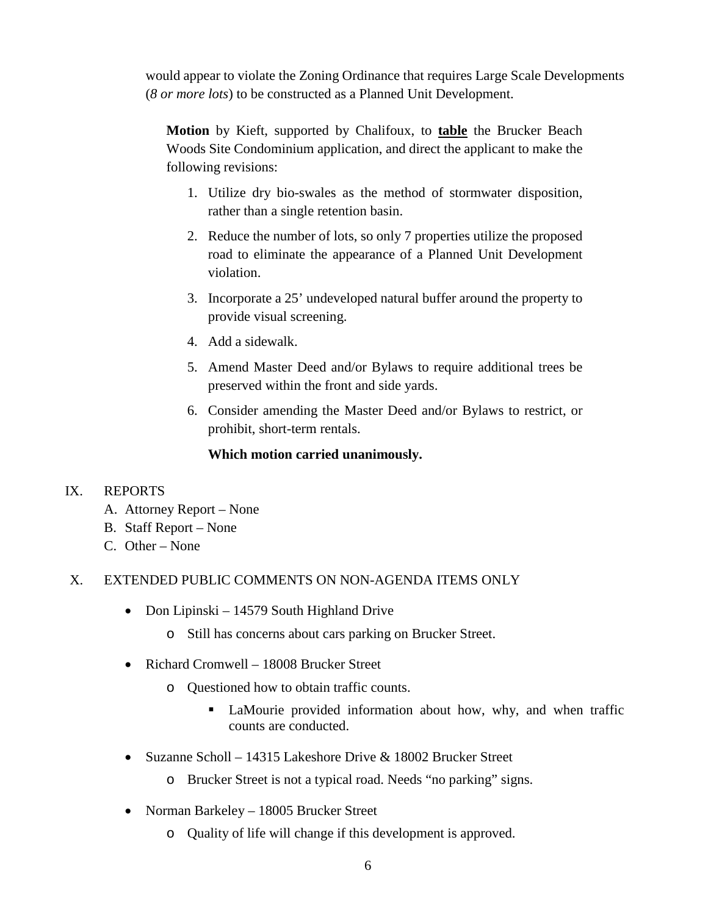would appear to violate the Zoning Ordinance that requires Large Scale Developments (*8 or more lots*) to be constructed as a Planned Unit Development.

**Motion** by Kieft, supported by Chalifoux, to **table** the Brucker Beach Woods Site Condominium application, and direct the applicant to make the following revisions:

1. Utilize dry bio-swales as the method of stormwater disposition, rather than a single retention basin.
2. Reduce the number of lots, so only 7 properties utilize the proposed road to eliminate the appearance of a Planned Unit Development violation.
3. Incorporate a 25' undeveloped natural buffer around the property to provide visual screening.
4. Add a sidewalk.
5. Amend Master Deed and/or Bylaws to require additional trees be preserved within the front and side yards.
6. Consider amending the Master Deed and/or Bylaws to restrict, or prohibit, short-term rentals.

**Which motion carried unanimously.**

## IX. REPORTS

A. Attorney Report – None
B. Staff Report – None
C. Other – None

## X. EXTENDED PUBLIC COMMENTS ON NON-AGENDA ITEMS ONLY

- Don Lipinski – 14579 South Highland Drive
  - Still has concerns about cars parking on Brucker Street.
- Richard Cromwell – 18008 Brucker Street
  - Questioned how to obtain traffic counts.
    - LaMourie provided information about how, why, and when traffic counts are conducted.
- Suzanne Scholl – 14315 Lakeshore Drive & 18002 Brucker Street
  - Brucker Street is not a typical road. Needs "no parking" signs.
- Norman Barkeley – 18005 Brucker Street
  - Quality of life will change if this development is approved.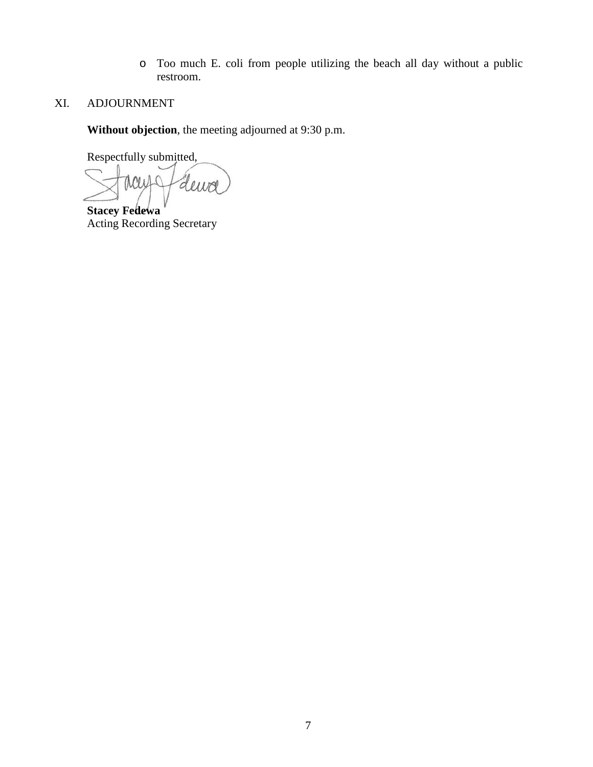- Too much E. coli from people utilizing the beach all day without a public restroom.

XI. ADJOURNMENT

**Without objection**, the meeting adjourned at 9:30 p.m.

Respectfully submitted,

**Stacey Fedewa**
Acting Recording Secretary